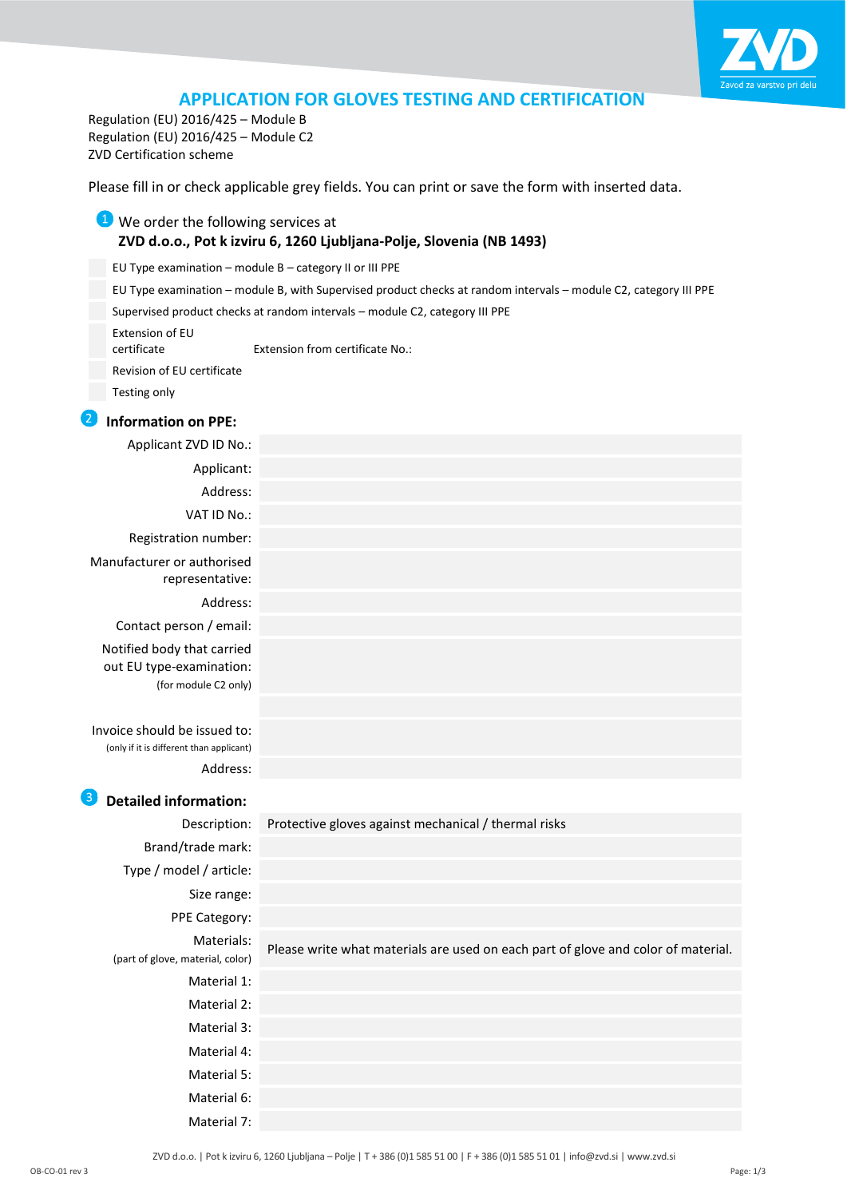# APPLICATION FOR GLOVES TESTING AND CERTIFICATION

Regulation (EU) 2016/425 – Module B
Regulation (EU) 2016/425 – Module C2
ZVD Certification scheme

Please fill in or check applicable grey fields. You can print or save the form with inserted data.

## 1 We order the following services at **ZVD d.o.o., Pot k izviru 6, 1260 Ljubljana-Polje, Slovenia (NB 1493)**

- [ ] EU Type examination – module B – category II or III PPE
- [ ] EU Type examination – module B, with Supervised product checks at random intervals – module C2, category III PPE
- [ ] Supervised product checks at random intervals – module C2, category III PPE
- [ ] Extension of EU certificate — Extension from certificate No.:
- [ ] Revision of EU certificate
- [ ] Testing only

## 2 Information on PPE:

| | |
|---|---|
| Applicant ZVD ID No.: | |
| Applicant: | |
| Address: | |
| VAT ID No.: | |
| Registration number: | |
| Manufacturer or authorised representative: | |
| Address: | |
| Contact person / email: | |
| Notified body that carried out EU type-examination: (for module C2 only) | |
| | |
| Invoice should be issued to: (only if it is different than applicant) | |
| Address: | |

## 3 Detailed information:

| | |
|---|---|
| Description: | Protective gloves against mechanical / thermal risks |
| Brand/trade mark: | |
| Type / model / article: | |
| Size range: | |
| PPE Category: | |
| Materials: (part of glove, material, color) | Please write what materials are used on each part of glove and color of material. |
| Material 1: | |
| Material 2: | |
| Material 3: | |
| Material 4: | |
| Material 5: | |
| Material 6: | |
| Material 7: | |

ZVD d.o.o. | Pot k izviru 6, 1260 Ljubljana – Polje | T + 386 (0)1 585 51 00 | F + 386 (0)1 585 51 01 | info@zvd.si | www.zvd.si

OB-CO-01 rev 3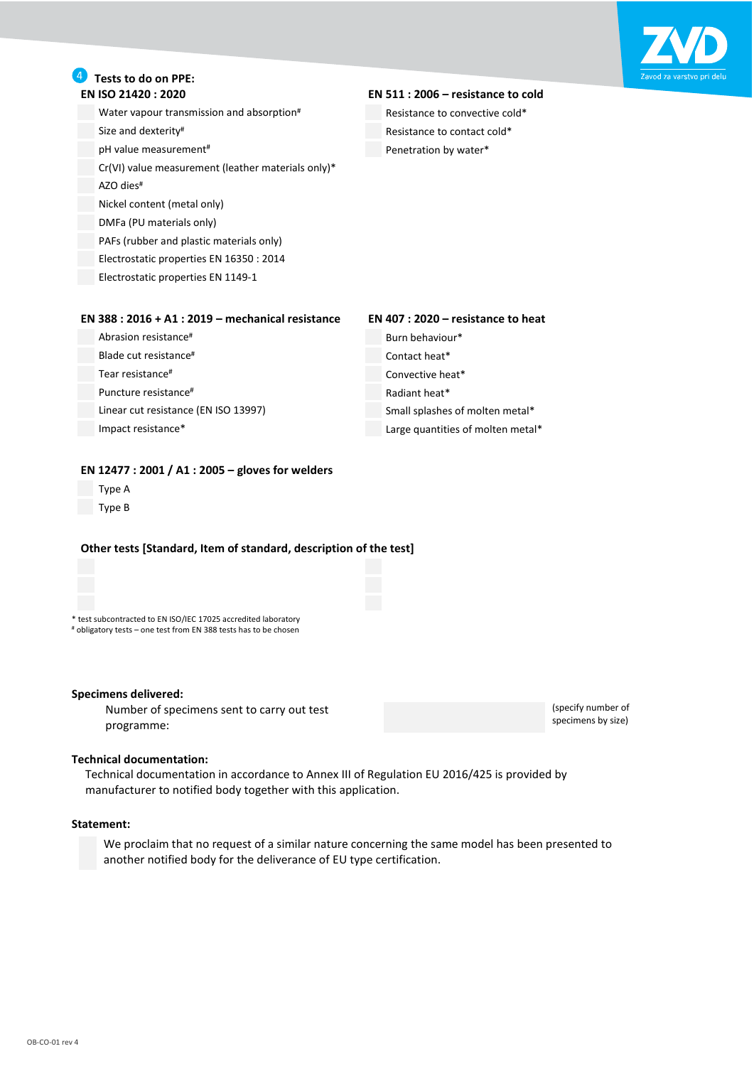## 4 Tests to do on PPE:

**EN ISO 21420 : 2020**

- [ ] Water vapour transmission and absorption#
- [ ] Size and dexterity#
- [ ] pH value measurement#
- [ ] Cr(VI) value measurement (leather materials only)*
- [ ] AZO dies#
- [ ] Nickel content (metal only)
- [ ] DMFa (PU materials only)
- [ ] PAFs (rubber and plastic materials only)
- [ ] Electrostatic properties EN 16350 : 2014
- [ ] Electrostatic properties EN 1149-1

**EN 511 : 2006 – resistance to cold**

- [ ] Resistance to convective cold*
- [ ] Resistance to contact cold*
- [ ] Penetration by water*

**EN 388 : 2016 + A1 : 2019 – mechanical resistance**

- [ ] Abrasion resistance#
- [ ] Blade cut resistance#
- [ ] Tear resistance#
- [ ] Puncture resistance#
- [ ] Linear cut resistance (EN ISO 13997)
- [ ] Impact resistance*

**EN 407 : 2020 – resistance to heat**

- [ ] Burn behaviour*
- [ ] Contact heat*
- [ ] Convective heat*
- [ ] Radiant heat*
- [ ] Small splashes of molten metal*
- [ ] Large quantities of molten metal*

**EN 12477 : 2001 / A1 : 2005 – gloves for welders**

- [ ] Type A
- [ ] Type B

**Other tests [Standard, Item of standard, description of the test]**

- [ ] 
- [ ] 
- [ ] 
- [ ] 
- [ ] 
- [ ] 

\* test subcontracted to EN ISO/IEC 17025 accredited laboratory
# obligatory tests – one test from EN 388 tests has to be chosen

**Specimens delivered:**

Number of specimens sent to carry out test programme: \_\_\_\_\_\_\_\_\_\_ (specify number of specimens by size)

**Technical documentation:**

Technical documentation in accordance to Annex III of Regulation EU 2016/425 is provided by manufacturer to notified body together with this application.

**Statement:**

- [ ] We proclaim that no request of a similar nature concerning the same model has been presented to another notified body for the deliverance of EU type certification.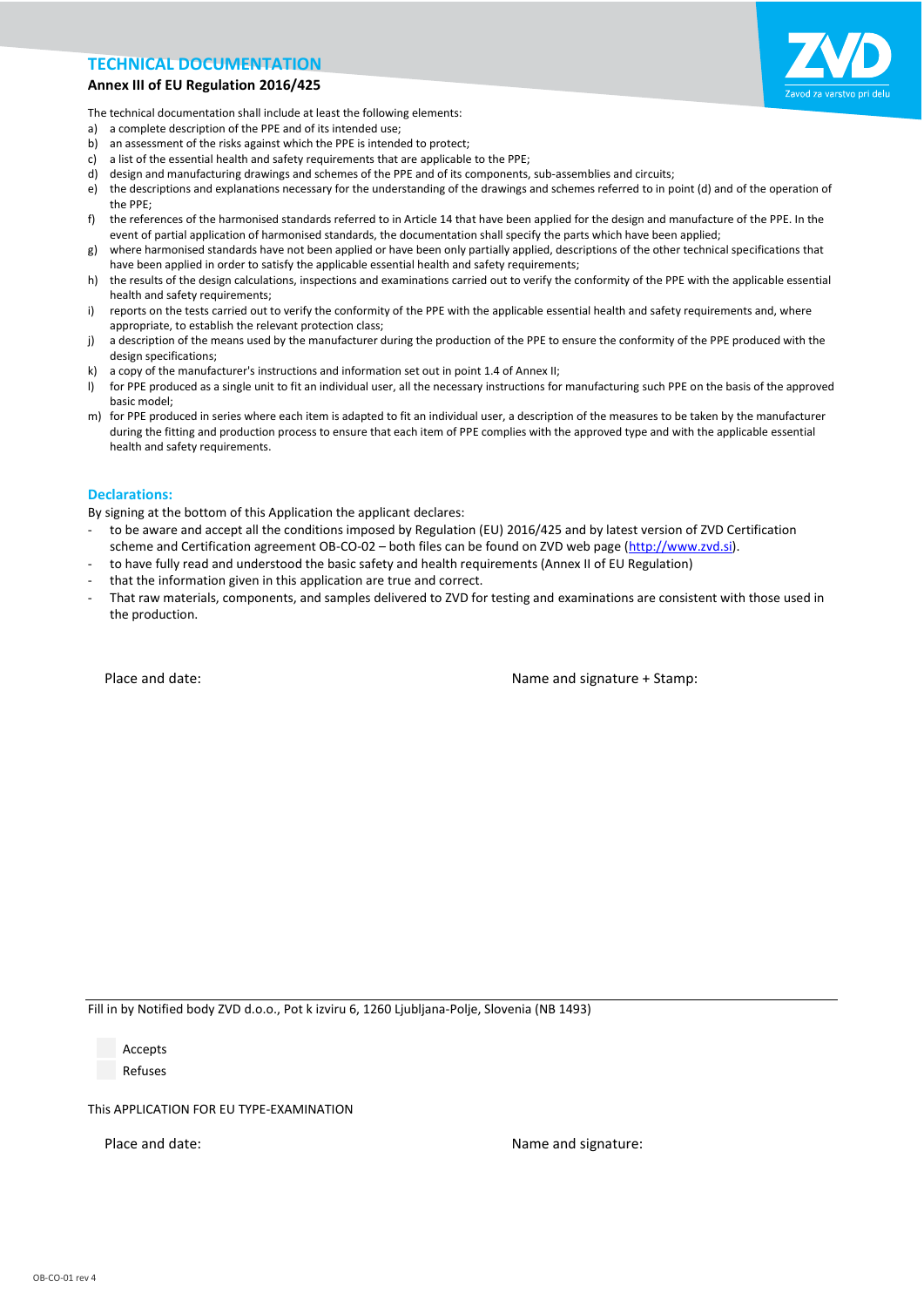## TECHNICAL DOCUMENTATION

**Annex III of EU Regulation 2016/425**

The technical documentation shall include at least the following elements:

a) a complete description of the PPE and of its intended use;
b) an assessment of the risks against which the PPE is intended to protect;
c) a list of the essential health and safety requirements that are applicable to the PPE;
d) design and manufacturing drawings and schemes of the PPE and of its components, sub-assemblies and circuits;
e) the descriptions and explanations necessary for the understanding of the drawings and schemes referred to in point (d) and of the operation of the PPE;
f) the references of the harmonised standards referred to in Article 14 that have been applied for the design and manufacture of the PPE. In the event of partial application of harmonised standards, the documentation shall specify the parts which have been applied;
g) where harmonised standards have not been applied or have been only partially applied, descriptions of the other technical specifications that have been applied in order to satisfy the applicable essential health and safety requirements;
h) the results of the design calculations, inspections and examinations carried out to verify the conformity of the PPE with the applicable essential health and safety requirements;
i) reports on the tests carried out to verify the conformity of the PPE with the applicable essential health and safety requirements and, where appropriate, to establish the relevant protection class;
j) a description of the means used by the manufacturer during the production of the PPE to ensure the conformity of the PPE produced with the design specifications;
k) a copy of the manufacturer's instructions and information set out in point 1.4 of Annex II;
l) for PPE produced as a single unit to fit an individual user, all the necessary instructions for manufacturing such PPE on the basis of the approved basic model;
m) for PPE produced in series where each item is adapted to fit an individual user, a description of the measures to be taken by the manufacturer during the fitting and production process to ensure that each item of PPE complies with the approved type and with the applicable essential health and safety requirements.

### Declarations:

By signing at the bottom of this Application the applicant declares:

- to be aware and accept all the conditions imposed by Regulation (EU) 2016/425 and by latest version of ZVD Certification scheme and Certification agreement OB-CO-02 – both files can be found on ZVD web page (http://www.zvd.si).
- to have fully read and understood the basic safety and health requirements (Annex II of EU Regulation)
- that the information given in this application are true and correct.
- That raw materials, components, and samples delivered to ZVD for testing and examinations are consistent with those used in the production.

Place and date: Name and signature + Stamp:

---

Fill in by Notified body ZVD d.o.o., Pot k izviru 6, 1260 Ljubljana-Polje, Slovenia (NB 1493)

- [ ] Accepts
- [ ] Refuses

This APPLICATION FOR EU TYPE-EXAMINATION

Place and date: Name and signature:

OB-CO-01 rev 4